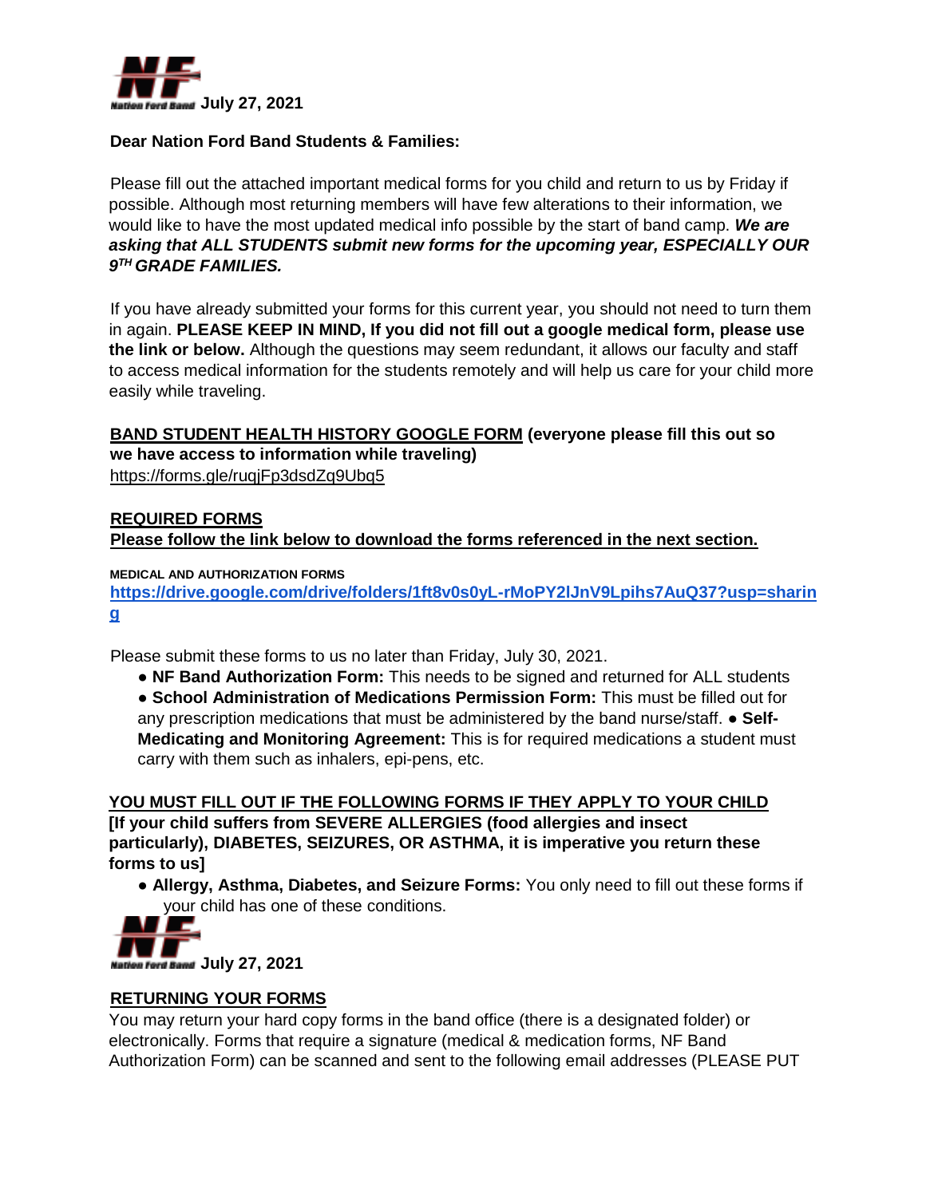July 27, 2021

**Dear Nation Ford Band Students & Families:**

Please fill out the attached important medical forms for you child and return to us by Friday if possible. Although most returning members will have few alterations to their information, we would like to have the most updated medical info possible by the start of band camp. ***We are asking that ALL STUDENTS submit new forms for the upcoming year, ESPECIALLY OUR 9TH GRADE FAMILIES.***

If you have already submitted your forms for this current year, you should not need to turn them in again. **PLEASE KEEP IN MIND, If you did not fill out a google medical form, please use the link or below.** Although the questions may seem redundant, it allows our faculty and staff to access medical information for the students remotely and will help us care for your child more easily while traveling.

**BAND STUDENT HEALTH HISTORY GOOGLE FORM (everyone please fill this out so we have access to information while traveling)**
https://forms.gle/ruqjFp3dsdZq9Ubq5

**REQUIRED FORMS**
**Please follow the link below to download the forms referenced in the next section.**

**MEDICAL AND AUTHORIZATION FORMS**
**https://drive.google.com/drive/folders/1ft8v0s0yL-rMoPY2lJnV9Lpihs7AuQ37?usp=sharing**

Please submit these forms to us no later than Friday, July 30, 2021.

- **NF Band Authorization Form:** This needs to be signed and returned for ALL students
- **School Administration of Medications Permission Form:** This must be filled out for any prescription medications that must be administered by the band nurse/staff.
- **Self-Medicating and Monitoring Agreement:** This is for required medications a student must carry with them such as inhalers, epi-pens, etc.

**YOU MUST FILL OUT IF THE FOLLOWING FORMS IF THEY APPLY TO YOUR CHILD**
**[If your child suffers from SEVERE ALLERGIES (food allergies and insect particularly), DIABETES, SEIZURES, OR ASTHMA, it is imperative you return these forms to us]**

- **Allergy, Asthma, Diabetes, and Seizure Forms:** You only need to fill out these forms if your child has one of these conditions.

July 27, 2021

**RETURNING YOUR FORMS**

You may return your hard copy forms in the band office (there is a designated folder) or electronically. Forms that require a signature (medical & medication forms, NF Band Authorization Form) can be scanned and sent to the following email addresses (PLEASE PUT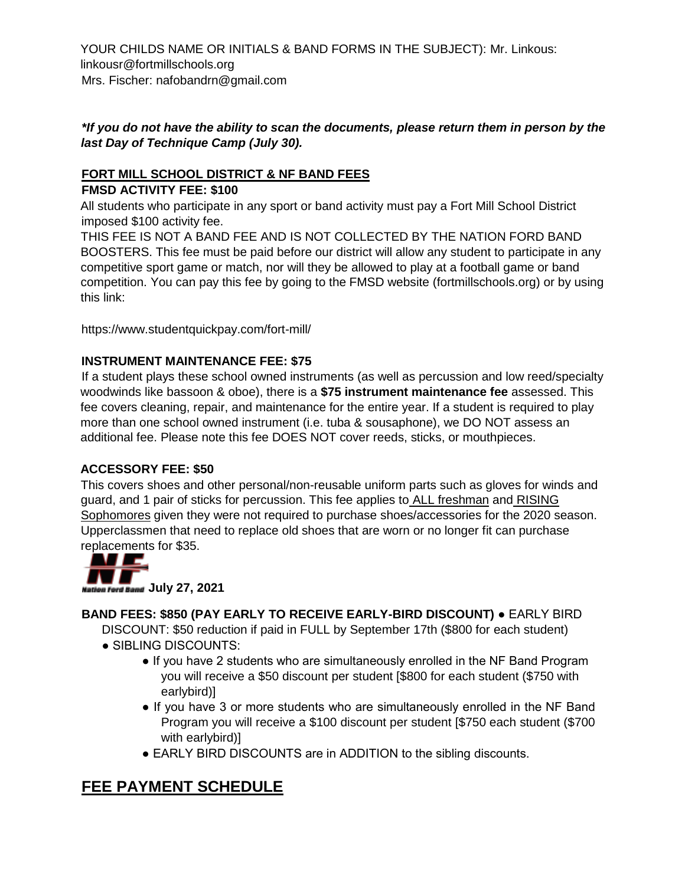YOUR CHILDS NAME OR INITIALS & BAND FORMS IN THE SUBJECT): Mr. Linkous: linkousr@fortmillschools.org
Mrs. Fischer: nafobandrn@gmail.com

***If you do not have the ability to scan the documents, please return them in person by the last Day of Technique Camp (July 30).***

**FORT MILL SCHOOL DISTRICT & NF BAND FEES**

**FMSD ACTIVITY FEE: $100**

All students who participate in any sport or band activity must pay a Fort Mill School District imposed $100 activity fee.

THIS FEE IS NOT A BAND FEE AND IS NOT COLLECTED BY THE NATION FORD BAND BOOSTERS. This fee must be paid before our district will allow any student to participate in any competitive sport game or match, nor will they be allowed to play at a football game or band competition. You can pay this fee by going to the FMSD website (fortmillschools.org) or by using this link:

https://www.studentquickpay.com/fort-mill/

**INSTRUMENT MAINTENANCE FEE: $75**

If a student plays these school owned instruments (as well as percussion and low reed/specialty woodwinds like bassoon & oboe), there is a **$75 instrument maintenance fee** assessed. This fee covers cleaning, repair, and maintenance for the entire year. If a student is required to play more than one school owned instrument (i.e. tuba & sousaphone), we DO NOT assess an additional fee. Please note this fee DOES NOT cover reeds, sticks, or mouthpieces.

**ACCESSORY FEE: $50**

This covers shoes and other personal/non-reusable uniform parts such as gloves for winds and guard, and 1 pair of sticks for percussion. This fee applies to ALL freshman and RISING Sophomores given they were not required to purchase shoes/accessories for the 2020 season. Upperclassmen that need to replace old shoes that are worn or no longer fit can purchase replacements for $35.

**July 27, 2021**

**BAND FEES: $850 (PAY EARLY TO RECEIVE EARLY-BIRD DISCOUNT)**

- EARLY BIRD DISCOUNT: $50 reduction if paid in FULL by September 17th ($800 for each student)
- SIBLING DISCOUNTS:
  - If you have 2 students who are simultaneously enrolled in the NF Band Program you will receive a $50 discount per student [$800 for each student ($750 with earlybird)]
  - If you have 3 or more students who are simultaneously enrolled in the NF Band Program you will receive a $100 discount per student [$750 each student ($700 with earlybird)]
  - EARLY BIRD DISCOUNTS are in ADDITION to the sibling discounts.

## FEE PAYMENT SCHEDULE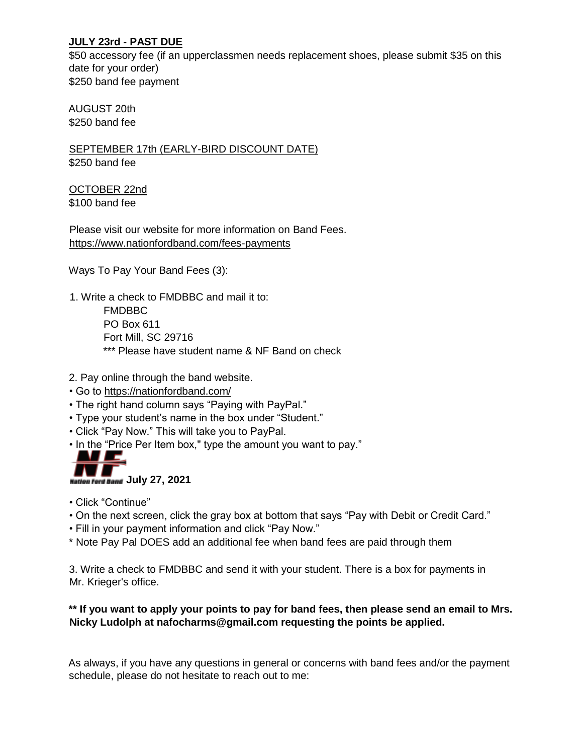**JULY 23rd - PAST DUE**
$50 accessory fee (if an upperclassmen needs replacement shoes, please submit $35 on this date for your order)
$250 band fee payment

AUGUST 20th
$250 band fee

SEPTEMBER 17th (EARLY-BIRD DISCOUNT DATE)
$250 band fee

OCTOBER 22nd
$100 band fee

Please visit our website for more information on Band Fees.
https://www.nationfordband.com/fees-payments

Ways To Pay Your Band Fees (3):

1. Write a check to FMDBBC and mail it to:
   FMDBBC
   PO Box 611
   Fort Mill, SC 29716
   *** Please have student name & NF Band on check

2. Pay online through the band website.

- Go to https://nationfordband.com/
- The right hand column says "Paying with PayPal."
- Type your student's name in the box under "Student."
- Click "Pay Now." This will take you to PayPal.
- In the "Price Per Item box," type the amount you want to pay."
- Click "Continue"
- On the next screen, click the gray box at bottom that says "Pay with Debit or Credit Card."
- Fill in your payment information and click "Pay Now."

* Note Pay Pal DOES add an additional fee when band fees are paid through them

3. Write a check to FMDBBC and send it with your student. There is a box for payments in Mr. Krieger's office.

**** If you want to apply your points to pay for band fees, then please send an email to Mrs. Nicky Ludolph at nafocharms@gmail.com requesting the points be applied.**

As always, if you have any questions in general or concerns with band fees and/or the payment schedule, please do not hesitate to reach out to me: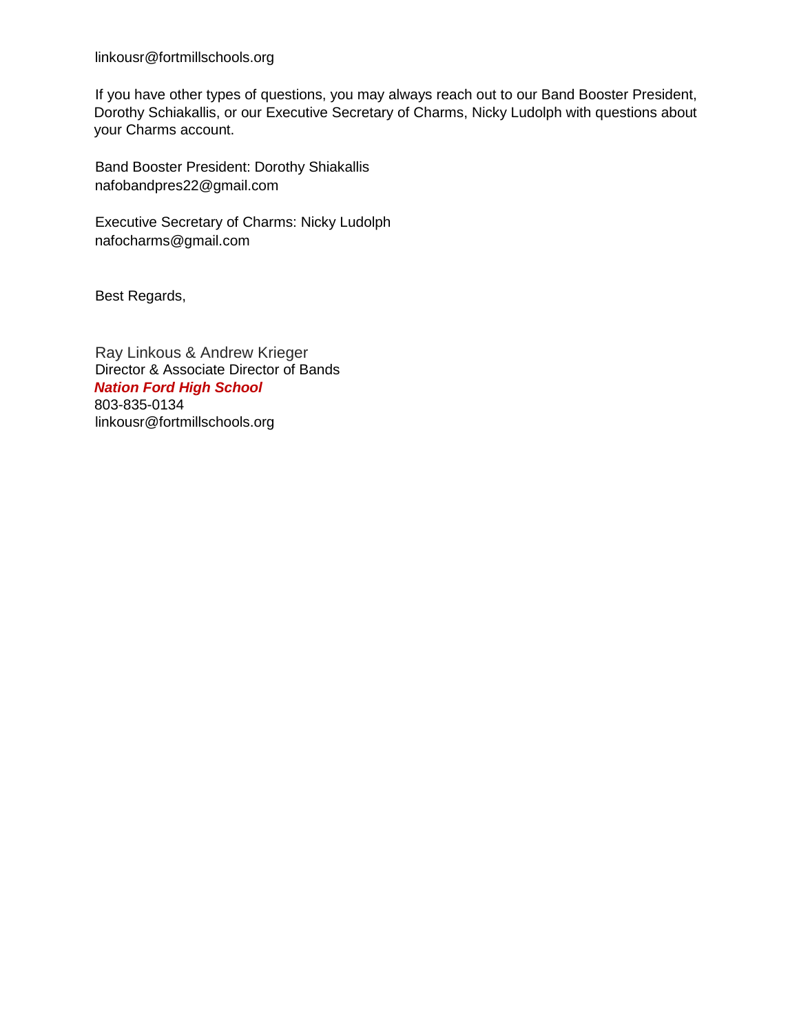linkousr@fortmillschools.org

If you have other types of questions, you may always reach out to our Band Booster President, Dorothy Schiakallis, or our Executive Secretary of Charms, Nicky Ludolph with questions about your Charms account.

Band Booster President: Dorothy Shiakallis
nafobandpres22@gmail.com

Executive Secretary of Charms: Nicky Ludolph
nafocharms@gmail.com

Best Regards,

Ray Linkous & Andrew Krieger
Director & Associate Director of Bands
***Nation Ford High School***
803-835-0134
linkousr@fortmillschools.org